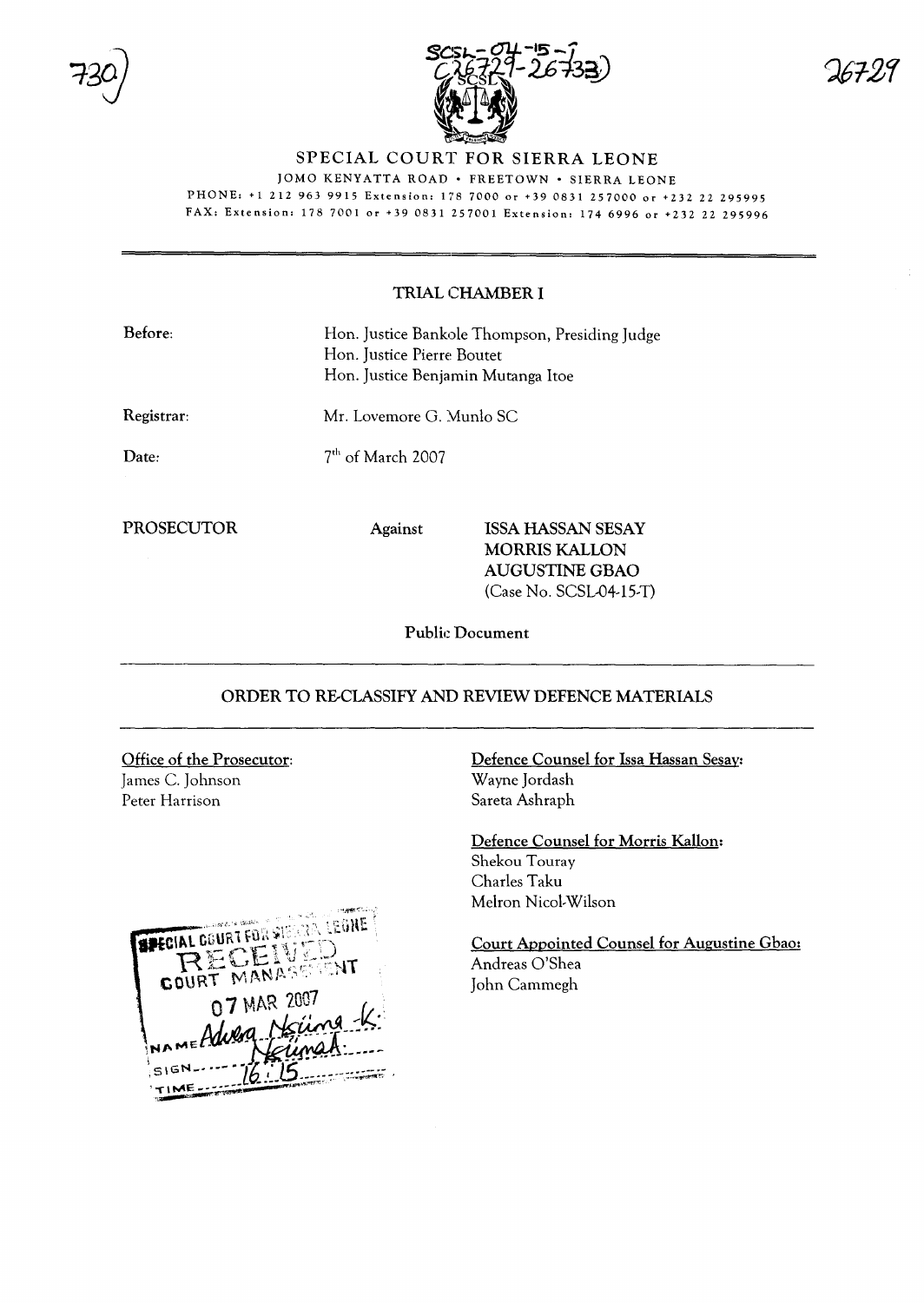730

SCSL-04-15-T
(26729-26733)

26729

SPECIAL COURT FOR SIERRA LEONE

JOMO KENYATTA ROAD • FREETOWN • SIERRA LEONE

PHONE: +1 212 963 9915 Extension: 178 7000 or +39 0831 257000 or +232 22 295995

FAX: Extension: 178 7001 or +39 0831 257001 Extension: 174 6996 or +232 22 295996

---

## TRIAL CHAMBER I

**Before:** Hon. Justice Bankole Thompson, Presiding Judge
Hon. Justice Pierre Boutet
Hon. Justice Benjamin Mutanga Itoe

**Registrar:** Mr. Lovemore G. Munlo SC

**Date:** 7th of March 2007

**PROSECUTOR** **Against** **ISSA HASSAN SESAY**
**MORRIS KALLON**
**AUGUSTINE GBAO**
(Case No. SCSL-04-15-T)

**Public Document**

---

## ORDER TO RE-CLASSIFY AND REVIEW DEFENCE MATERIALS

---

**Office of the Prosecutor:**
James C. Johnson
Peter Harrison

**Defence Counsel for Issa Hassan Sesay:**
Wayne Jordash
Sareta Ashraph

**Defence Counsel for Morris Kallon:**
Shekou Touray
Charles Taku
Melron Nicol-Wilson

**Court Appointed Counsel for Augustine Gbao:**
Andreas O'Shea
John Cammegh

SPECIAL COURT FOR SIERRA LEONE
RECEIVED
COURT MANAGEMENT
07 MAR 2007
NAME Advera Nsiima -K.
SIGN Nsiima K.
TIME 16:15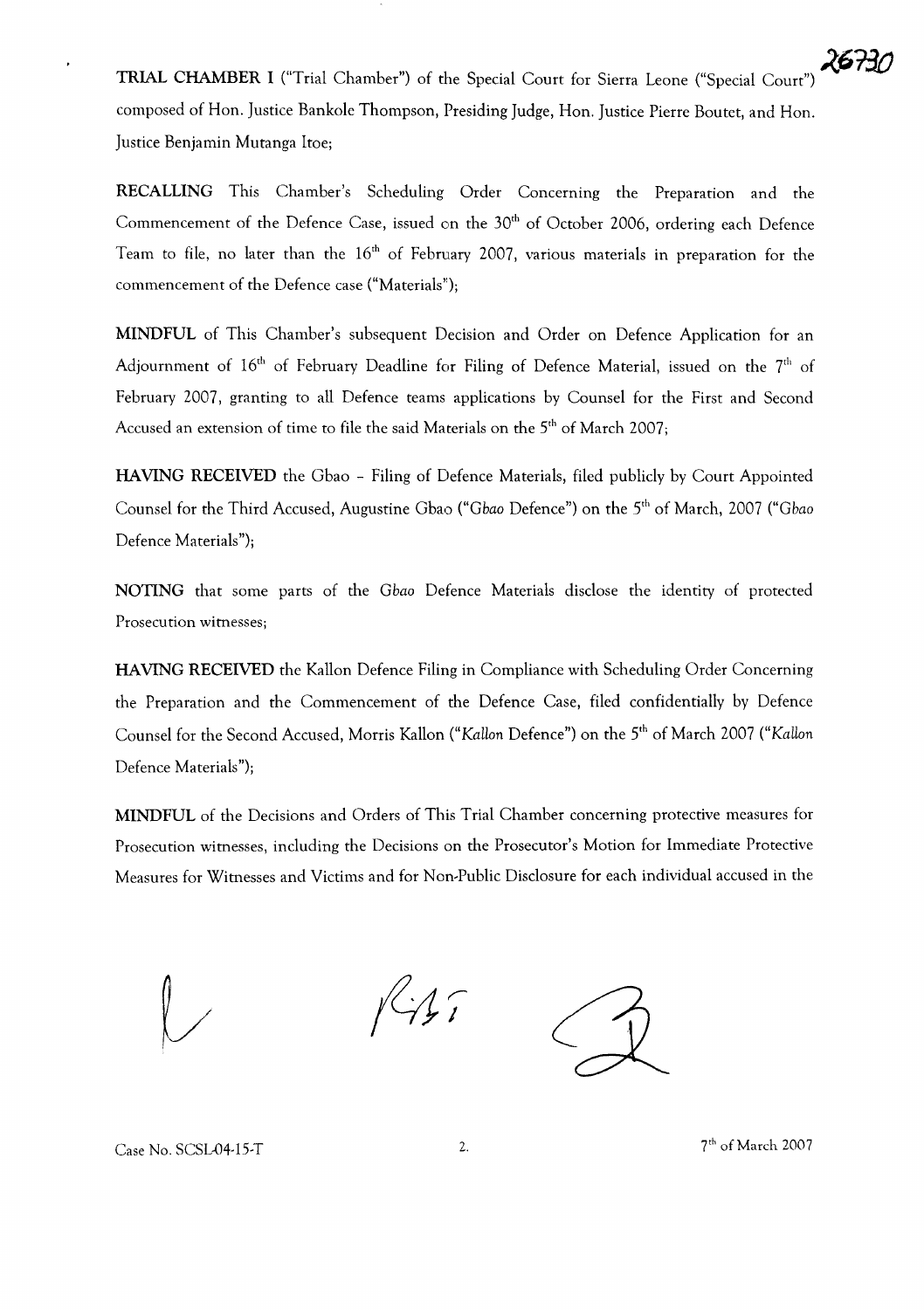**TRIAL CHAMBER I** ("Trial Chamber") of the Special Court for Sierra Leone ("Special Court") composed of Hon. Justice Bankole Thompson, Presiding Judge, Hon. Justice Pierre Boutet, and Hon. Justice Benjamin Mutanga Itoe;

**RECALLING** This Chamber's Scheduling Order Concerning the Preparation and the Commencement of the Defence Case, issued on the 30th of October 2006, ordering each Defence Team to file, no later than the 16th of February 2007, various materials in preparation for the commencement of the Defence case ("Materials");

**MINDFUL** of This Chamber's subsequent Decision and Order on Defence Application for an Adjournment of 16th of February Deadline for Filing of Defence Material, issued on the 7th of February 2007, granting to all Defence teams applications by Counsel for the First and Second Accused an extension of time to file the said Materials on the 5th of March 2007;

**HAVING RECEIVED** the Gbao – Filing of Defence Materials, filed publicly by Court Appointed Counsel for the Third Accused, Augustine Gbao ("*Gbao* Defence") on the 5th of March, 2007 ("*Gbao* Defence Materials");

**NOTING** that some parts of the *Gbao* Defence Materials disclose the identity of protected Prosecution witnesses;

**HAVING RECEIVED** the Kallon Defence Filing in Compliance with Scheduling Order Concerning the Preparation and the Commencement of the Defence Case, filed confidentially by Defence Counsel for the Second Accused, Morris Kallon ("*Kallon* Defence") on the 5th of March 2007 ("*Kallon* Defence Materials");

**MINDFUL** of the Decisions and Orders of This Trial Chamber concerning protective measures for Prosecution witnesses, including the Decisions on the Prosecutor's Motion for Immediate Protective Measures for Witnesses and Victims and for Non-Public Disclosure for each individual accused in the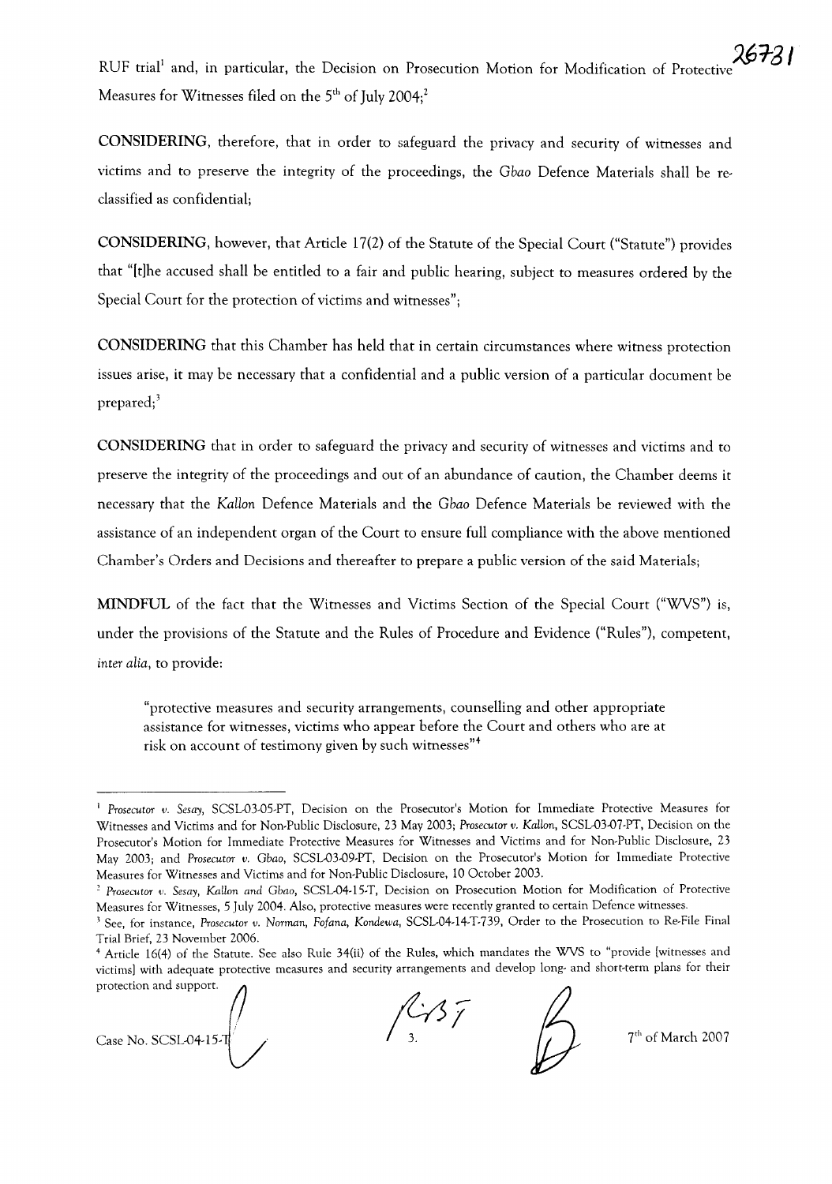RUF trial[1] and, in particular, the Decision on Prosecution Motion for Modification of Protective Measures for Witnesses filed on the 5th of July 2004;[2]

**CONSIDERING**, therefore, that in order to safeguard the privacy and security of witnesses and victims and to preserve the integrity of the proceedings, the *Gbao* Defence Materials shall be re-classified as confidential;

**CONSIDERING**, however, that Article 17(2) of the Statute of the Special Court ("Statute") provides that "[t]he accused shall be entitled to a fair and public hearing, subject to measures ordered by the Special Court for the protection of victims and witnesses";

**CONSIDERING** that this Chamber has held that in certain circumstances where witness protection issues arise, it may be necessary that a confidential and a public version of a particular document be prepared;[3]

**CONSIDERING** that in order to safeguard the privacy and security of witnesses and victims and to preserve the integrity of the proceedings and out of an abundance of caution, the Chamber deems it necessary that the *Kallon* Defence Materials and the *Gbao* Defence Materials be reviewed with the assistance of an independent organ of the Court to ensure full compliance with the above mentioned Chamber's Orders and Decisions and thereafter to prepare a public version of the said Materials;

**MINDFUL** of the fact that the Witnesses and Victims Section of the Special Court ("WVS") is, under the provisions of the Statute and the Rules of Procedure and Evidence ("Rules"), competent, *inter alia*, to provide:

> "protective measures and security arrangements, counselling and other appropriate assistance for witnesses, victims who appear before the Court and others who are at risk on account of testimony given by such witnesses"[4]

---

[1] *Prosecutor v. Sesay*, SCSL-03-05-PT, Decision on the Prosecutor's Motion for Immediate Protective Measures for Witnesses and Victims and for Non-Public Disclosure, 23 May 2003; *Prosecutor v. Kallon*, SCSL-03-07-PT, Decision on the Prosecutor's Motion for Immediate Protective Measures for Witnesses and Victims and for Non-Public Disclosure, 23 May 2003; and *Prosecutor v. Gbao*, SCSL-03-09-PT, Decision on the Prosecutor's Motion for Immediate Protective Measures for Witnesses and Victims and for Non-Public Disclosure, 10 October 2003.

[2] *Prosecutor v. Sesay, Kallon and Gbao*, SCSL-04-15-T, Decision on Prosecution Motion for Modification of Protective Measures for Witnesses, 5 July 2004. Also, protective measures were recently granted to certain Defence witnesses.

[3] See, for instance, *Prosecutor v. Norman, Fofana, Kondewa*, SCSL-04-14-T-739, Order to the Prosecution to Re-File Final Trial Brief, 23 November 2006.

[4] Article 16(4) of the Statute. See also Rule 34(ii) of the Rules, which mandates the WVS to "provide [witnesses and victims] with adequate protective measures and security arrangements and develop long- and short-term plans for their protection and support.

Case No. SCSL-04-15-T 7th of March 2007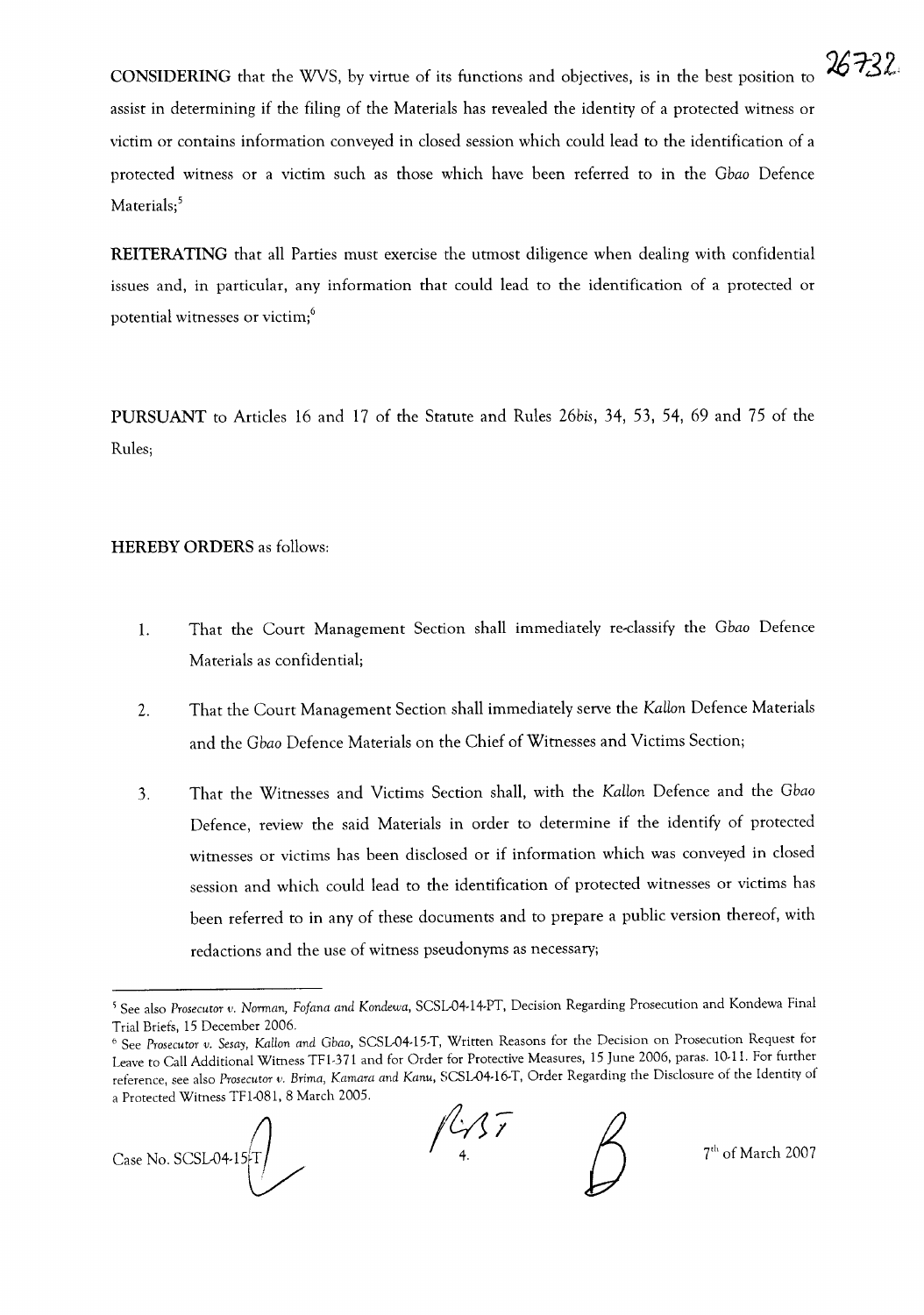**CONSIDERING** that the WVS, by virtue of its functions and objectives, is in the best position to assist in determining if the filing of the Materials has revealed the identity of a protected witness or victim or contains information conveyed in closed session which could lead to the identification of a protected witness or a victim such as those which have been referred to in the *Gbao* Defence Materials;[5]

**REITERATING** that all Parties must exercise the utmost diligence when dealing with confidential issues and, in particular, any information that could lead to the identification of a protected or potential witnesses or victim;[6]

**PURSUANT** to Articles 16 and 17 of the Statute and Rules 26*bis*, 34, 53, 54, 69 and 75 of the Rules;

**HEREBY ORDERS** as follows:

1. That the Court Management Section shall immediately re-classify the *Gbao* Defence Materials as confidential;

2. That the Court Management Section shall immediately serve the *Kallon* Defence Materials and the *Gbao* Defence Materials on the Chief of Witnesses and Victims Section;

3. That the Witnesses and Victims Section shall, with the *Kallon* Defence and the *Gbao* Defence, review the said Materials in order to determine if the identify of protected witnesses or victims has been disclosed or if information which was conveyed in closed session and which could lead to the identification of protected witnesses or victims has been referred to in any of these documents and to prepare a public version thereof, with redactions and the use of witness pseudonyms as necessary;

---

[5] See also *Prosecutor v. Norman, Fofana and Kondewa*, SCSL-04-14-PT, Decision Regarding Prosecution and Kondewa Final Trial Briefs, 15 December 2006.

[6] See *Prosecutor v. Sesay, Kallon and Gbao*, SCSL-04-15-T, Written Reasons for the Decision on Prosecution Request for Leave to Call Additional Witness TF1-371 and for Order for Protective Measures, 15 June 2006, paras. 10-11. For further reference, see also *Prosecutor v. Brima, Kamara and Kanu*, SCSL-04-16-T, Order Regarding the Disclosure of the Identity of a Protected Witness TF1-081, 8 March 2005.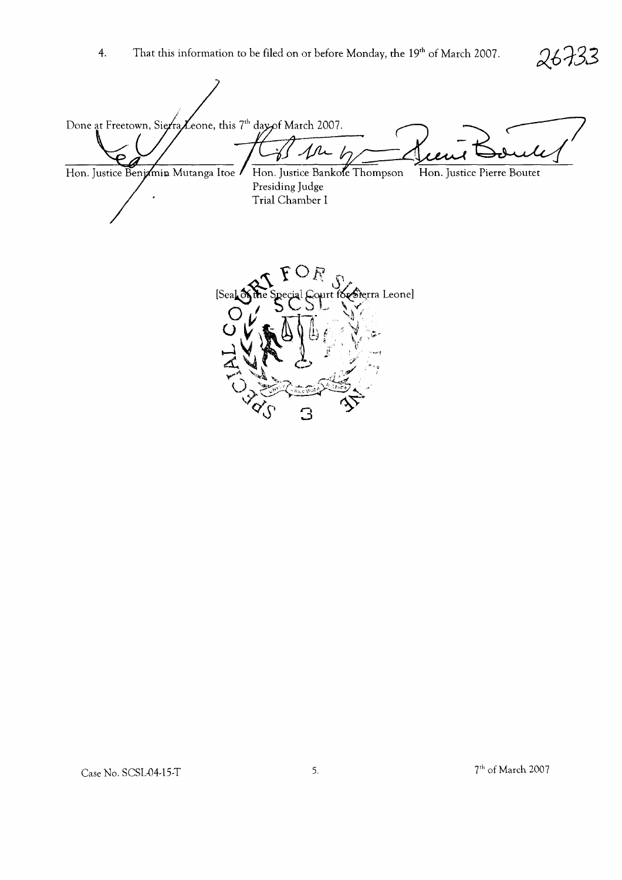4. That this information to be filed on or before Monday, the 19th of March 2007.

26733

Done at Freetown, Sierra Leone, this 7th day of March 2007.

Hon. Justice Benjamin Mutanga Itoe

Hon. Justice Bankole Thompson
Presiding Judge
Trial Chamber I

Hon. Justice Pierre Boutet

[Seal of the Special Court for Sierra Leone]

Case No. SCSL-04-15-T

7th of March 2007